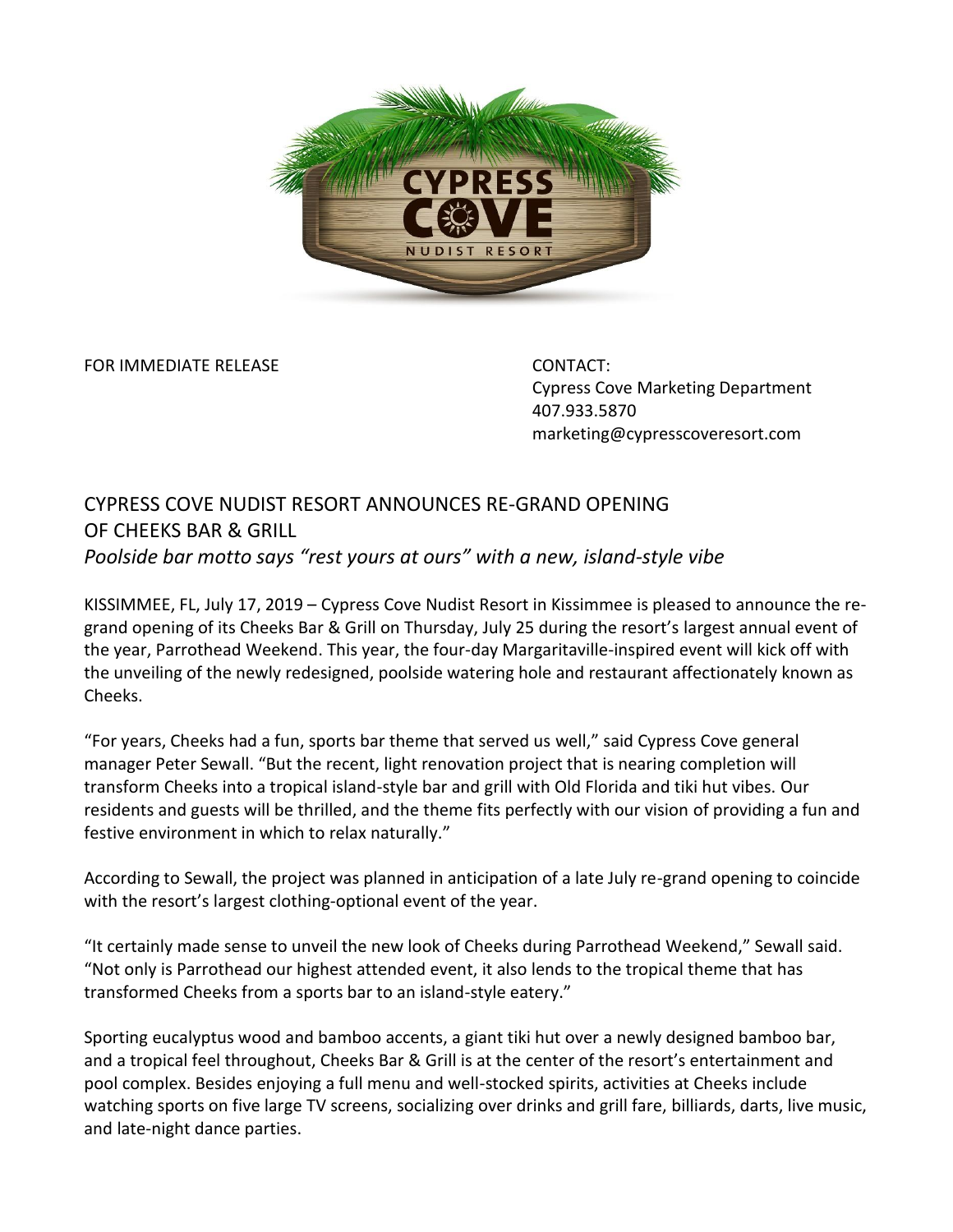FOR IMMEDIATE RELEASE

CONTACT:
Cypress Cove Marketing Department
407.933.5870
marketing@cypresscoveresort.com

# CYPRESS COVE NUDIST RESORT ANNOUNCES RE-GRAND OPENING OF CHEEKS BAR & GRILL

*Poolside bar motto says "rest yours at ours" with a new, island-style vibe*

KISSIMMEE, FL, July 17, 2019 – Cypress Cove Nudist Resort in Kissimmee is pleased to announce the re-grand opening of its Cheeks Bar & Grill on Thursday, July 25 during the resort's largest annual event of the year, Parrothead Weekend. This year, the four-day Margaritaville-inspired event will kick off with the unveiling of the newly redesigned, poolside watering hole and restaurant affectionately known as Cheeks.

"For years, Cheeks had a fun, sports bar theme that served us well," said Cypress Cove general manager Peter Sewall. "But the recent, light renovation project that is nearing completion will transform Cheeks into a tropical island-style bar and grill with Old Florida and tiki hut vibes. Our residents and guests will be thrilled, and the theme fits perfectly with our vision of providing a fun and festive environment in which to relax naturally."

According to Sewall, the project was planned in anticipation of a late July re-grand opening to coincide with the resort's largest clothing-optional event of the year.

"It certainly made sense to unveil the new look of Cheeks during Parrothead Weekend," Sewall said. "Not only is Parrothead our highest attended event, it also lends to the tropical theme that has transformed Cheeks from a sports bar to an island-style eatery."

Sporting eucalyptus wood and bamboo accents, a giant tiki hut over a newly designed bamboo bar, and a tropical feel throughout, Cheeks Bar & Grill is at the center of the resort's entertainment and pool complex. Besides enjoying a full menu and well-stocked spirits, activities at Cheeks include watching sports on five large TV screens, socializing over drinks and grill fare, billiards, darts, live music, and late-night dance parties.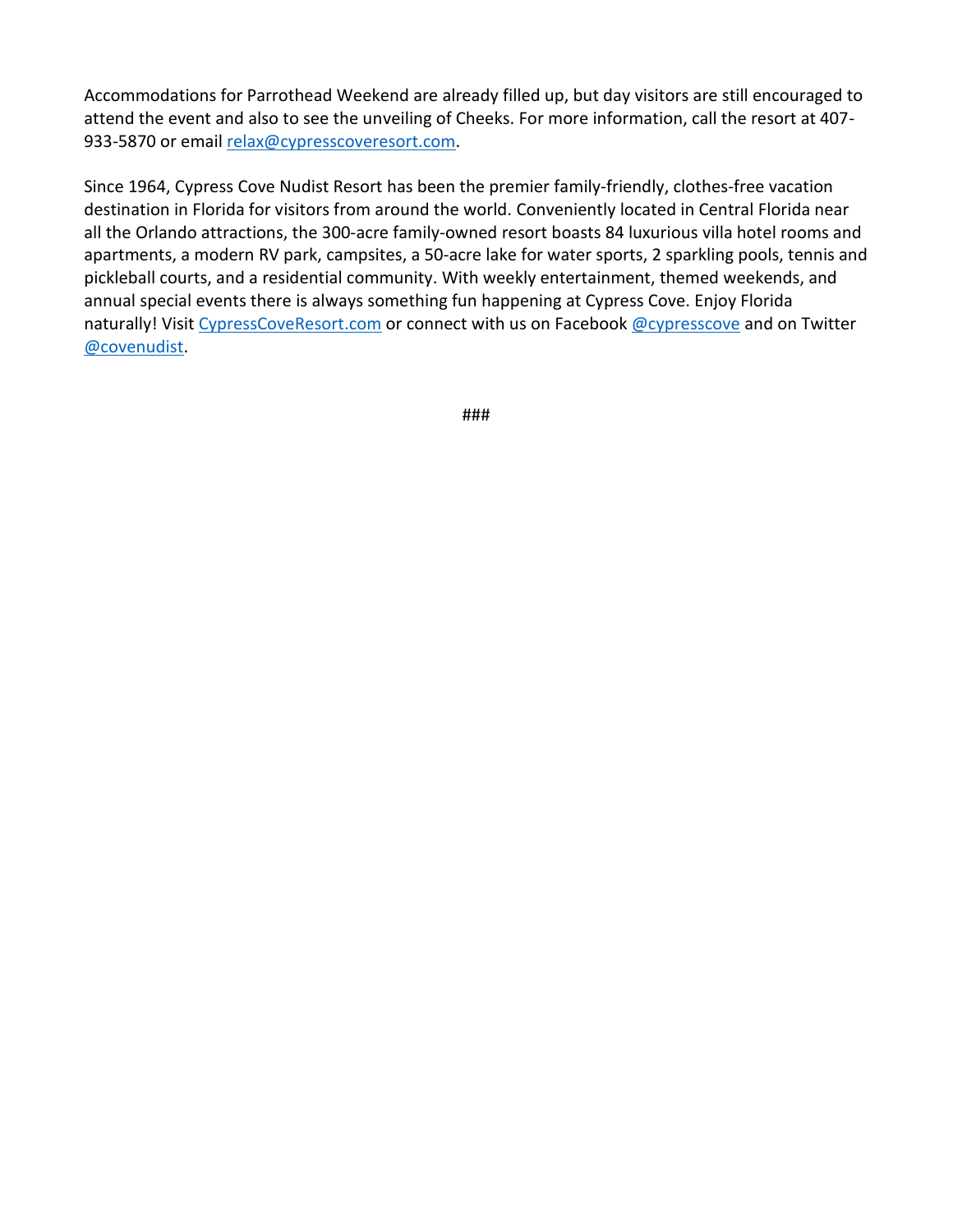Accommodations for Parrothead Weekend are already filled up, but day visitors are still encouraged to attend the event and also to see the unveiling of Cheeks. For more information, call the resort at 407-933-5870 or email relax@cypresscoveresort.com.

Since 1964, Cypress Cove Nudist Resort has been the premier family-friendly, clothes-free vacation destination in Florida for visitors from around the world. Conveniently located in Central Florida near all the Orlando attractions, the 300-acre family-owned resort boasts 84 luxurious villa hotel rooms and apartments, a modern RV park, campsites, a 50-acre lake for water sports, 2 sparkling pools, tennis and pickleball courts, and a residential community. With weekly entertainment, themed weekends, and annual special events there is always something fun happening at Cypress Cove. Enjoy Florida naturally! Visit CypressCoveResort.com or connect with us on Facebook @cypresscove and on Twitter @covenudist.

###